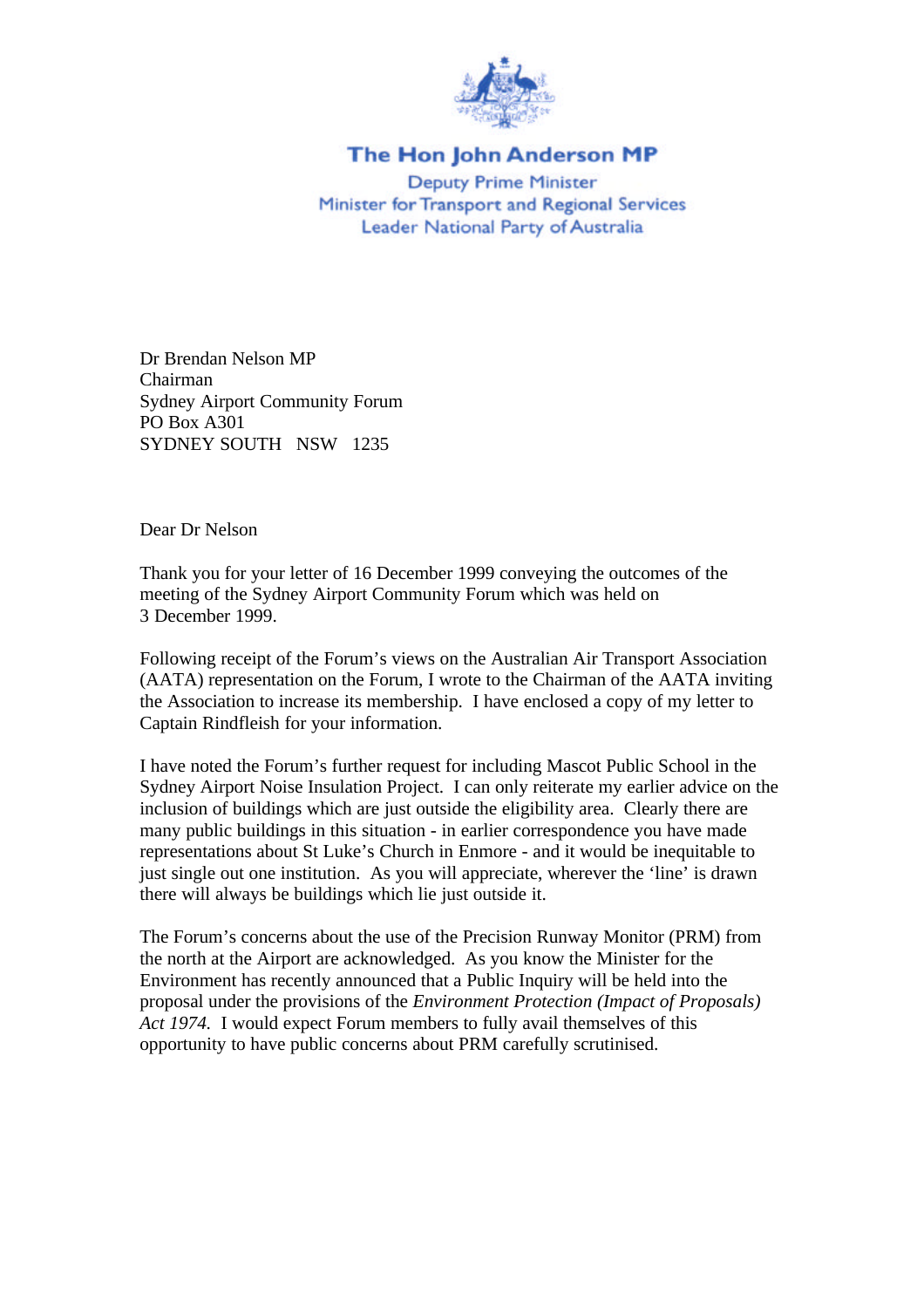**The Hon John Anderson MP**

Deputy Prime Minister
Minister for Transport and Regional Services
Leader National Party of Australia

Dr Brendan Nelson MP
Chairman
Sydney Airport Community Forum
PO Box A301
SYDNEY SOUTH NSW 1235

Dear Dr Nelson

Thank you for your letter of 16 December 1999 conveying the outcomes of the meeting of the Sydney Airport Community Forum which was held on 3 December 1999.

Following receipt of the Forum's views on the Australian Air Transport Association (AATA) representation on the Forum, I wrote to the Chairman of the AATA inviting the Association to increase its membership. I have enclosed a copy of my letter to Captain Rindfleish for your information.

I have noted the Forum's further request for including Mascot Public School in the Sydney Airport Noise Insulation Project. I can only reiterate my earlier advice on the inclusion of buildings which are just outside the eligibility area. Clearly there are many public buildings in this situation - in earlier correspondence you have made representations about St Luke's Church in Enmore - and it would be inequitable to just single out one institution. As you will appreciate, wherever the 'line' is drawn there will always be buildings which lie just outside it.

The Forum's concerns about the use of the Precision Runway Monitor (PRM) from the north at the Airport are acknowledged. As you know the Minister for the Environment has recently announced that a Public Inquiry will be held into the proposal under the provisions of the *Environment Protection (Impact of Proposals) Act 1974.* I would expect Forum members to fully avail themselves of this opportunity to have public concerns about PRM carefully scrutinised.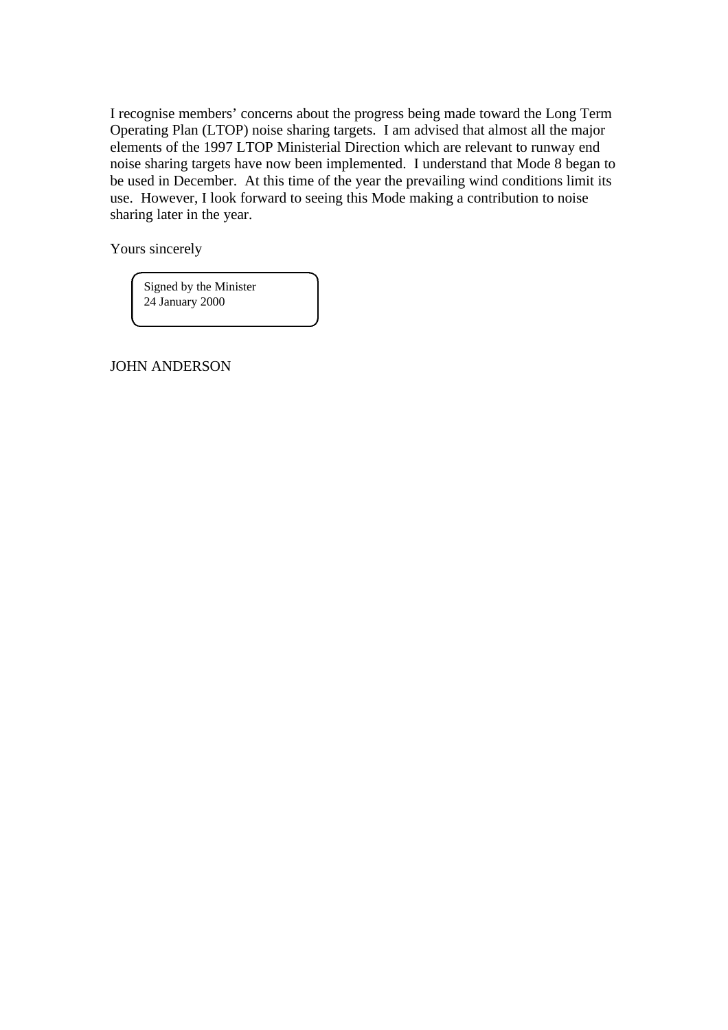I recognise members' concerns about the progress being made toward the Long Term Operating Plan (LTOP) noise sharing targets. I am advised that almost all the major elements of the 1997 LTOP Ministerial Direction which are relevant to runway end noise sharing targets have now been implemented. I understand that Mode 8 began to be used in December. At this time of the year the prevailing wind conditions limit its use. However, I look forward to seeing this Mode making a contribution to noise sharing later in the year.

Yours sincerely

Signed by the Minister
24 January 2000

JOHN ANDERSON